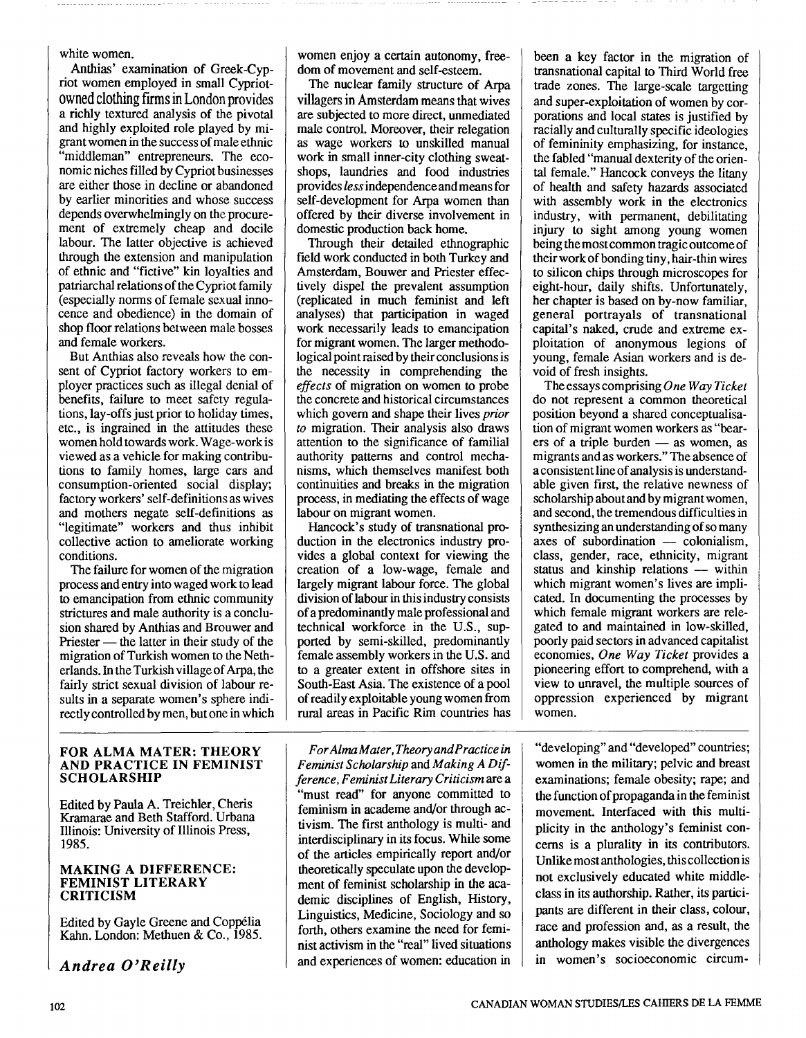white women.

Anthias' examination of Greek-Cypriot women employed in small Cypriot-owned clothing firms in London provides a richly textured analysis of the pivotal and highly exploited role played by migrant women in the success of male ethnic "middleman" entrepreneurs. The economic niches filled by Cypriot businesses are either those in decline or abandoned by earlier minorities and whose success depends overwhelmingly on the procurement of extremely cheap and docile labour. The latter objective is achieved through the extension and manipulation of ethnic and "fictive" kin loyalties and patriarchal relations of the Cypriot family (especially norms of female sexual innocence and obedience) in the domain of shop floor relations between male bosses and female workers.

But Anthias also reveals how the consent of Cypriot factory workers to employer practices such as illegal denial of benefits, failure to meet safety regulations, lay-offs just prior to holiday times, etc., is ingrained in the attitudes these women hold towards work. Wage-work is viewed as a vehicle for making contributions to family homes, large cars and consumption-oriented social display; factory workers' self-definitions as wives and mothers negate self-definitions as "legitimate" workers and thus inhibit collective action to ameliorate working conditions.

The failure for women of the migration process and entry into waged work to lead to emancipation from ethnic community strictures and male authority is a conclusion shared by Anthias and Brouwer and Priester — the latter in their study of the migration of Turkish women to the Netherlands. In the Turkish village of Arpa, the fairly strict sexual division of labour results in a separate women's sphere indirectly controlled by men, but one in which women enjoy a certain autonomy, freedom of movement and self-esteem.

The nuclear family structure of Arpa villagers in Amsterdam means that wives are subjected to more direct, unmediated male control. Moreover, their relegation as wage workers to unskilled manual work in small inner-city clothing sweatshops, laundries and food industries provides *less* independence and means for self-development for Arpa women than offered by their diverse involvement in domestic production back home.

Through their detailed ethnographic field work conducted in both Turkey and Amsterdam, Bouwer and Priester effectively dispel the prevalent assumption (replicated in much feminist and left analyses) that participation in waged work necessarily leads to emancipation for migrant women. The larger methodological point raised by their conclusions is the necessity in comprehending the *effects* of migration on women to probe the concrete and historical circumstances which govern and shape their lives *prior to* migration. Their analysis also draws attention to the significance of familial authority patterns and control mechanisms, which themselves manifest both continuities and breaks in the migration process, in mediating the effects of wage labour on migrant women.

Hancock's study of transnational production in the electronics industry provides a global context for viewing the creation of a low-wage, female and largely migrant labour force. The global division of labour in this industry consists of a predominantly male professional and technical workforce in the U.S., supported by semi-skilled, predominantly female assembly workers in the U.S. and to a greater extent in offshore sites in South-East Asia. The existence of a pool of readily exploitable young women from rural areas in Pacific Rim countries has been a key factor in the migration of transnational capital to Third World free trade zones. The large-scale targetting and super-exploitation of women by corporations and local states is justified by racially and culturally specific ideologies of femininity emphasizing, for instance, the fabled "manual dexterity of the oriental female." Hancock conveys the litany of health and safety hazards associated with assembly work in the electronics industry, with permanent, debilitating injury to sight among young women being the most common tragic outcome of their work of bonding tiny, hair-thin wires to silicon chips through microscopes for eight-hour, daily shifts. Unfortunately, her chapter is based on by-now familiar, general portrayals of transnational capital's naked, crude and extreme exploitation of anonymous legions of young, female Asian workers and is devoid of fresh insights.

The essays comprising *One Way Ticket* do not represent a common theoretical position beyond a shared conceptualisation of migrant women workers as "bearers of a triple burden — as women, as migrants and as workers." The absence of a consistent line of analysis is understandable given first, the relative newness of scholarship about and by migrant women, and second, the tremendous difficulties in synthesizing an understanding of so many axes of subordination — colonialism, class, gender, race, ethnicity, migrant status and kinship relations — within which migrant women's lives are implicated. In documenting the processes by which female migrant workers are relegated to and maintained in low-skilled, poorly paid sectors in advanced capitalist economies, *One Way Ticket* provides a pioneering effort to comprehend, with a view to unravel, the multiple sources of oppression experienced by migrant women.

## FOR ALMA MATER: THEORY AND PRACTICE IN FEMINIST SCHOLARSHIP

Edited by Paula A. Treichler, Cheris Kramarae and Beth Stafford. Urbana Illinois: University of Illinois Press, 1985.

## MAKING A DIFFERENCE: FEMINIST LITERARY CRITICISM

Edited by Gayle Greene and Coppélia Kahn. London: Methuen & Co., 1985.

***Andrea O'Reilly***

*For Alma Mater, Theory and Practice in Feminist Scholarship* and *Making A Difference, Feminist Literary Criticism* are a "must read" for anyone committed to feminism in academe and/or through activism. The first anthology is multi- and interdisciplinary in its focus. While some of the articles empirically report and/or theoretically speculate upon the development of feminist scholarship in the academic disciplines of English, History, Linguistics, Medicine, Sociology and so forth, others examine the need for feminist activism in the "real" lived situations and experiences of women: education in "developing" and "developed" countries; women in the military; pelvic and breast examinations; female obesity; rape; and the function of propaganda in the feminist movement. Interfaced with this multiplicity in the anthology's feminist concerns is a plurality in its contributors. Unlike most anthologies, this collection is not exclusively educated white middle-class in its authorship. Rather, its participants are different in their class, colour, race and profession and, as a result, the anthology makes visible the divergences in women's socioeconomic circum-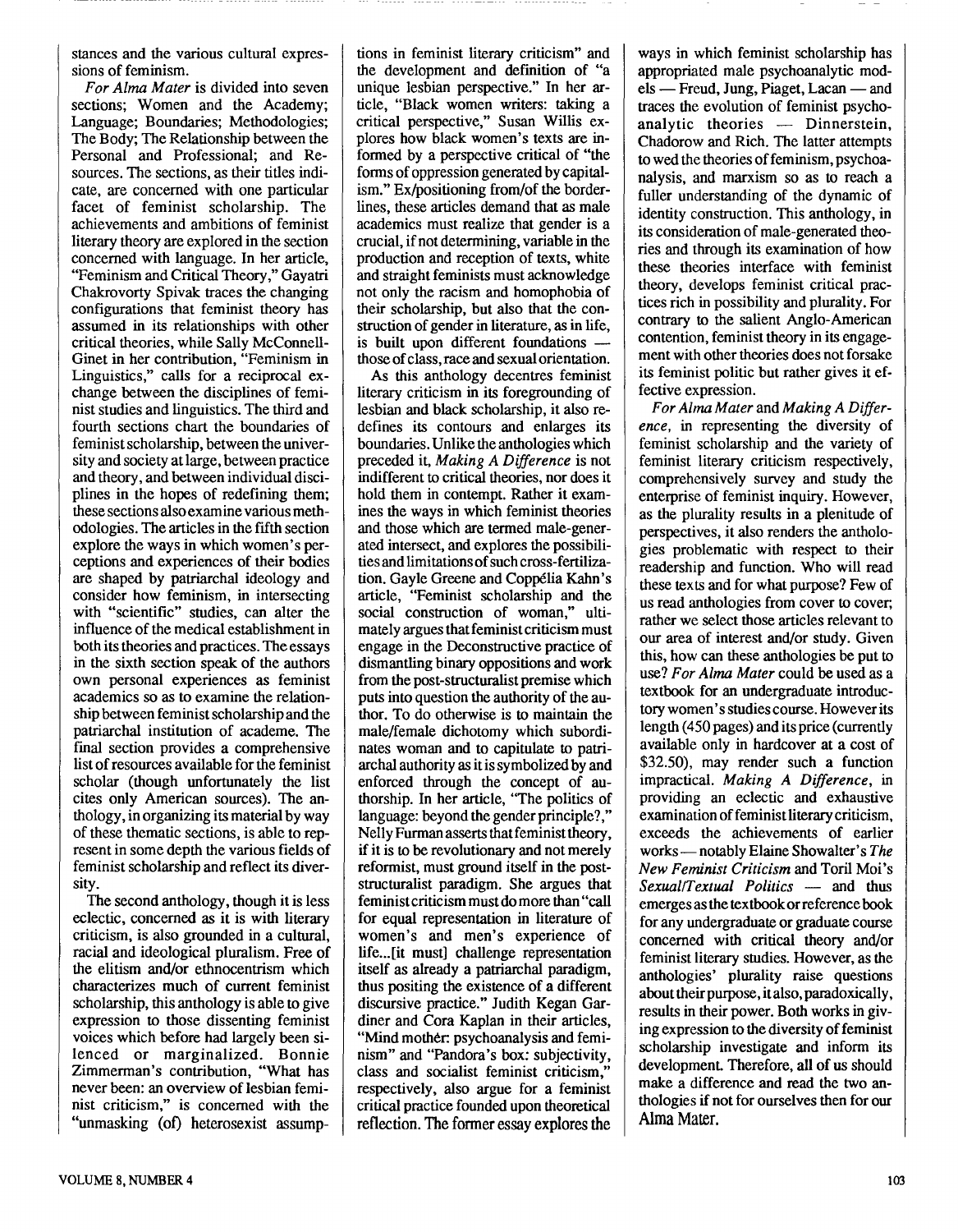stances and the various cultural expressions of feminism.

*For Alma Mater* is divided into seven sections; Women and the Academy; Language; Boundaries; Methodologies; The Body; The Relationship between the Personal and Professional; and Resources. The sections, as their titles indicate, are concerned with one particular facet of feminist scholarship. The achievements and ambitions of feminist literary theory are explored in the section concerned with language. In her article, "Feminism and Critical Theory," Gayatri Chakrovorty Spivak traces the changing configurations that feminist theory has assumed in its relationships with other critical theories, while Sally McConnell-Ginet in her contribution, "Feminism in Linguistics," calls for a reciprocal exchange between the disciplines of feminist studies and linguistics. The third and fourth sections chart the boundaries of feminist scholarship, between the university and society at large, between practice and theory, and between individual disciplines in the hopes of redefining them; these sections also examine various methodologies. The articles in the fifth section explore the ways in which women's perceptions and experiences of their bodies are shaped by patriarchal ideology and consider how feminism, in intersecting with "scientific" studies, can alter the influence of the medical establishment in both its theories and practices. The essays in the sixth section speak of the authors own personal experiences as feminist academics so as to examine the relationship between feminist scholarship and the patriarchal institution of academe. The final section provides a comprehensive list of resources available for the feminist scholar (though unfortunately the list cites only American sources). The anthology, in organizing its material by way of these thematic sections, is able to represent in some depth the various fields of feminist scholarship and reflect its diversity.

The second anthology, though it is less eclectic, concerned as it is with literary criticism, is also grounded in a cultural, racial and ideological pluralism. Free of the elitism and/or ethnocentrism which characterizes much of current feminist scholarship, this anthology is able to give expression to those dissenting feminist voices which before had largely been silenced or marginalized. Bonnie Zimmerman's contribution, "What has never been: an overview of lesbian feminist criticism," is concerned with the "unmasking (of) heterosexist assumptions in feminist literary criticism" and the development and definition of "a unique lesbian perspective." In her article, "Black women writers: taking a critical perspective," Susan Willis explores how black women's texts are informed by a perspective critical of "the forms of oppression generated by capitalism." Ex/positioning from/of the borderlines, these articles demand that as male academics must realize that gender is a crucial, if not determining, variable in the production and reception of texts, white and straight feminists must acknowledge not only the racism and homophobia of their scholarship, but also that the construction of gender in literature, as in life, is built upon different foundations — those of class, race and sexual orientation.

As this anthology decentres feminist literary criticism in its foregrounding of lesbian and black scholarship, it also redefines its contours and enlarges its boundaries. Unlike the anthologies which preceded it, *Making A Difference* is not indifferent to critical theories, nor does it hold them in contempt. Rather it examines the ways in which feminist theories and those which are termed male-generated intersect, and explores the possibilities and limitations of such cross-fertilization. Gayle Greene and Coppélia Kahn's article, "Feminist scholarship and the social construction of woman," ultimately argues that feminist criticism must engage in the Deconstructive practice of dismantling binary oppositions and work from the post-structuralist premise which puts into question the authority of the author. To do otherwise is to maintain the male/female dichotomy which subordinates woman and to capitulate to patriarchal authority as it is symbolized by and enforced through the concept of authorship. In her article, "The politics of language: beyond the gender principle?," Nelly Furman asserts that feminist theory, if it is to be revolutionary and not merely reformist, must ground itself in the post-structuralist paradigm. She argues that feminist criticism must do more than "call for equal representation in literature of women's and men's experience of life...[it must] challenge representation itself as already a patriarchal paradigm, thus positing the existence of a different discursive practice." Judith Kegan Gardiner and Cora Kaplan in their articles, "Mind mother: psychoanalysis and feminism" and "Pandora's box: subjectivity, class and socialist feminist criticism," respectively, also argue for a feminist critical practice founded upon theoretical reflection. The former essay explores the ways in which feminist scholarship has appropriated male psychoanalytic models — Freud, Jung, Piaget, Lacan — and traces the evolution of feminist psychoanalytic theories — Dinnerstein, Chadorow and Rich. The latter attempts to wed the theories of feminism, psychoanalysis, and marxism so as to reach a fuller understanding of the dynamic of identity construction. This anthology, in its consideration of male-generated theories and through its examination of how these theories interface with feminist theory, develops feminist critical practices rich in possibility and plurality. For contrary to the salient Anglo-American contention, feminist theory in its engagement with other theories does not forsake its feminist politic but rather gives it effective expression.

*For Alma Mater* and *Making A Difference*, in representing the diversity of feminist scholarship and the variety of feminist literary criticism respectively, comprehensively survey and study the enterprise of feminist inquiry. However, as the plurality results in a plenitude of perspectives, it also renders the anthologies problematic with respect to their readership and function. Who will read these texts and for what purpose? Few of us read anthologies from cover to cover; rather we select those articles relevant to our area of interest and/or study. Given this, how can these anthologies be put to use? *For Alma Mater* could be used as a textbook for an undergraduate introductory women's studies course. However its length (450 pages) and its price (currently available only in hardcover at a cost of $32.50), may render such a function impractical. *Making A Difference*, in providing an eclectic and exhaustive examination of feminist literary criticism, exceeds the achievements of earlier works — notably Elaine Showalter's *The New Feminist Criticism* and Toril Moi's *Sexual/Textual Politics* — and thus emerges as the textbook or reference book for any undergraduate or graduate course concerned with critical theory and/or feminist literary studies. However, as the anthologies' plurality raise questions about their purpose, it also, paradoxically, results in their power. Both works in giving expression to the diversity of feminist scholarship investigate and inform its development. Therefore, all of us should make a difference and read the two anthologies if not for ourselves then for our Alma Mater.